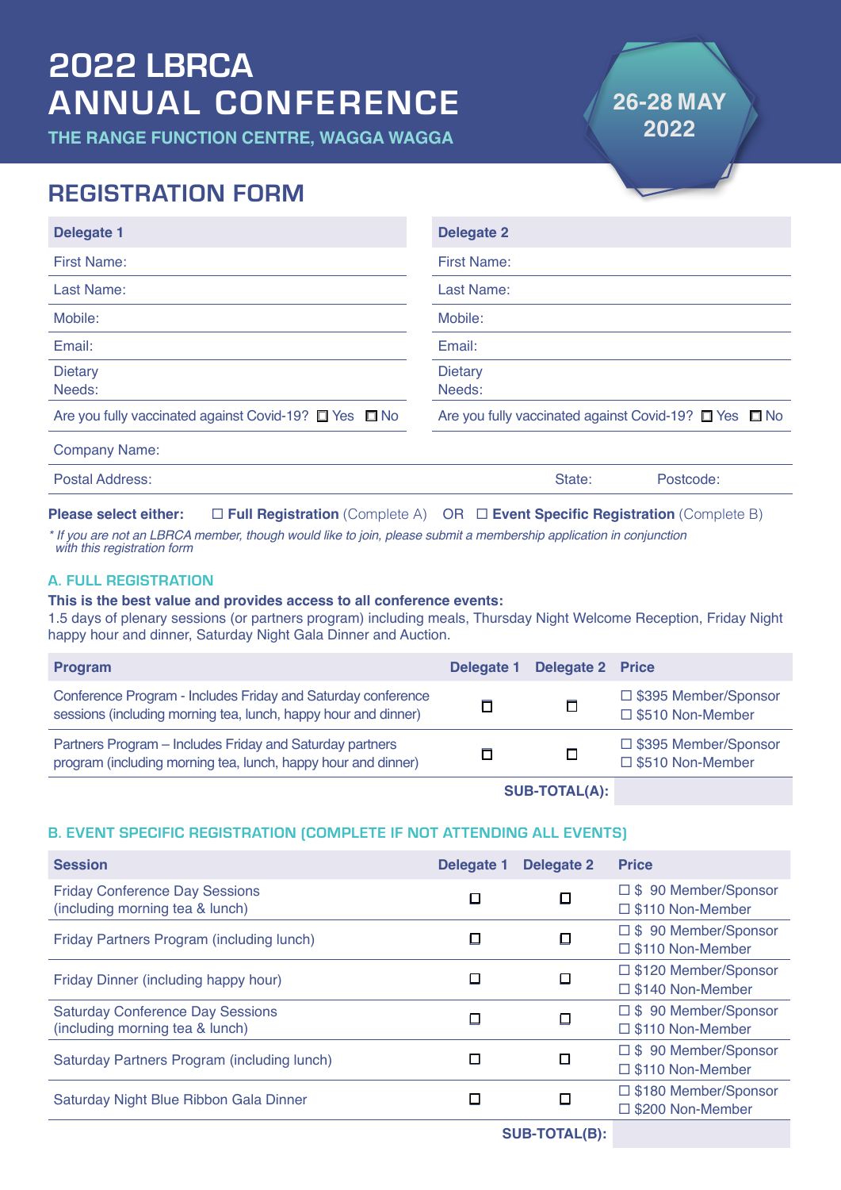# 2022 LBRCA ANNUAL CONFERENCE

**THE RANGE FUNCTION CENTRE, WAGGA WAGGA**

**26-28 MAY 2022**

## REGISTRATION FORM

| Delegate 1 | Delegate 2 |
|---|---|
| First Name: | First Name: |
| Last Name: | Last Name: |
| Mobile: | Mobile: |
| Email: | Email: |
| Dietary Needs: | Dietary Needs: |
| Are you fully vaccinated against Covid-19? ☐ Yes ☐ No | Are you fully vaccinated against Covid-19? ☐ Yes ☐ No |

Company Name:

Postal Address: State: Postcode:

**Please select either:** ☐ **Full Registration** (Complete A) OR ☐ **Event Specific Registration** (Complete B)

*\* If you are not an LBRCA member, though would like to join, please submit a membership application in conjunction with this registration form*

### A. FULL REGISTRATION

**This is the best value and provides access to all conference events:**
1.5 days of plenary sessions (or partners program) including meals, Thursday Night Welcome Reception, Friday Night happy hour and dinner, Saturday Night Gala Dinner and Auction.

| Program | Delegate 1 | Delegate 2 | Price |
|---|---|---|---|
| Conference Program - Includes Friday and Saturday conference sessions (including morning tea, lunch, happy hour and dinner) | ☐ | ☐ | ☐ $395 Member/Sponsor<br>☐ $510 Non-Member |
| Partners Program – Includes Friday and Saturday partners program (including morning tea, lunch, happy hour and dinner) | ☐ | ☐ | ☐ $395 Member/Sponsor<br>☐ $510 Non-Member |
| | | **SUB-TOTAL(A):** | |

### B. EVENT SPECIFIC REGISTRATION (COMPLETE IF NOT ATTENDING ALL EVENTS)

| Session | Delegate 1 | Delegate 2 | Price |
|---|---|---|---|
| Friday Conference Day Sessions (including morning tea & lunch) | ☐ | ☐ | ☐ $ 90 Member/Sponsor<br>☐ $110 Non-Member |
| Friday Partners Program (including lunch) | ☐ | ☐ | ☐ $ 90 Member/Sponsor<br>☐ $110 Non-Member |
| Friday Dinner (including happy hour) | ☐ | ☐ | ☐ $120 Member/Sponsor<br>☐ $140 Non-Member |
| Saturday Conference Day Sessions (including morning tea & lunch) | ☐ | ☐ | ☐ $ 90 Member/Sponsor<br>☐ $110 Non-Member |
| Saturday Partners Program (including lunch) | ☐ | ☐ | ☐ $ 90 Member/Sponsor<br>☐ $110 Non-Member |
| Saturday Night Blue Ribbon Gala Dinner | ☐ | ☐ | ☐ $180 Member/Sponsor<br>☐ $200 Non-Member |
| | | **SUB-TOTAL(B):** | |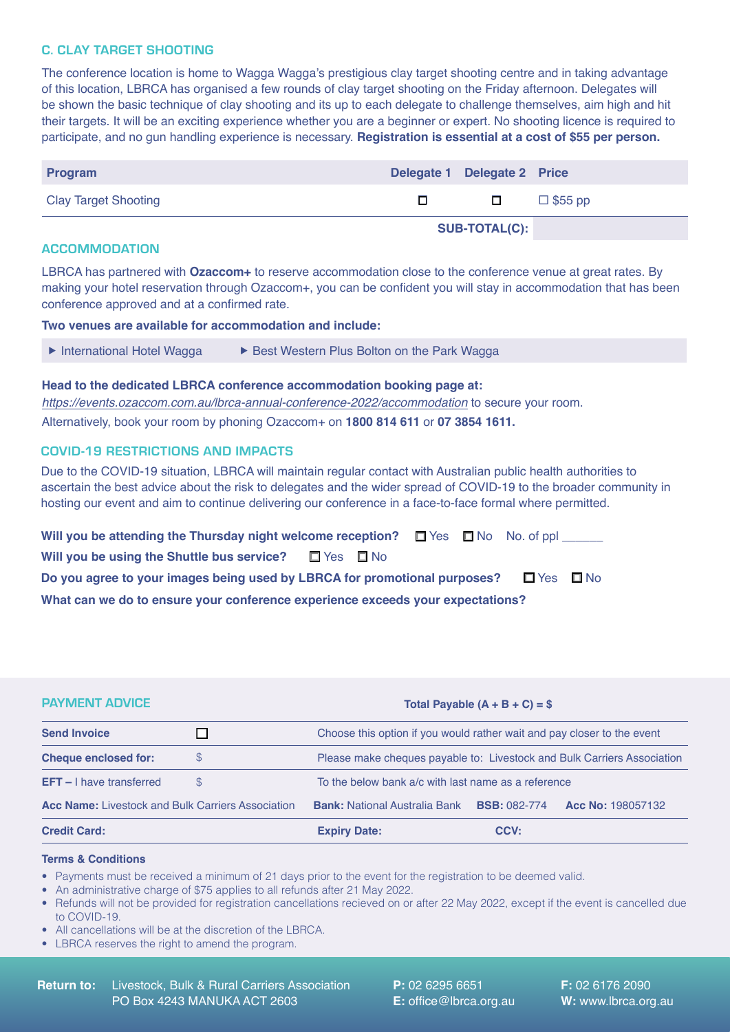## C. CLAY TARGET SHOOTING

The conference location is home to Wagga Wagga's prestigious clay target shooting centre and in taking advantage of this location, LBRCA has organised a few rounds of clay target shooting on the Friday afternoon. Delegates will be shown the basic technique of clay shooting and its up to each delegate to challenge themselves, aim high and hit their targets. It will be an exciting experience whether you are a beginner or expert. No shooting licence is required to participate, and no gun handling experience is necessary. **Registration is essential at a cost of $55 per person.**

| Program | Delegate 1 | Delegate 2 | Price |
|---|---|---|---|
| Clay Target Shooting | ☐ | ☐ | ☐ $55 pp |
| | | **SUB-TOTAL(C):** | |

## ACCOMMODATION

LBRCA has partnered with **Ozaccom+** to reserve accommodation close to the conference venue at great rates. By making your hotel reservation through Ozaccom+, you can be confident you will stay in accommodation that has been conference approved and at a confirmed rate.

**Two venues are available for accommodation and include:**

- International Hotel Wagga
- Best Western Plus Bolton on the Park Wagga

**Head to the dedicated LBRCA conference accommodation booking page at:**
*https://events.ozaccom.com.au/lbrca-annual-conference-2022/accommodation* to secure your room.
Alternatively, book your room by phoning Ozaccom+ on **1800 814 611** or **07 3854 1611.**

## COVID-19 RESTRICTIONS AND IMPACTS

Due to the COVID-19 situation, LBRCA will maintain regular contact with Australian public health authorities to ascertain the best advice about the risk to delegates and the wider spread of COVID-19 to the broader community in hosting our event and aim to continue delivering our conference in a face-to-face formal where permitted.

**Will you be attending the Thursday night welcome reception?** ☐ Yes ☐ No No. of ppl ______

**Will you be using the Shuttle bus service?** ☐ Yes ☐ No

**Do you agree to your images being used by LBRCA for promotional purposes?** ☐ Yes ☐ No

**What can we do to ensure your conference experience exceeds your expectations?**

## PAYMENT ADVICE

**Total Payable (A + B + C) = $**

| | | |
|---|---|---|
| **Send Invoice** | ☐ | Choose this option if you would rather wait and pay closer to the event |
| **Cheque enclosed for:** | $ | Please make cheques payable to: Livestock and Bulk Carriers Association |
| **EFT –** I have transferred | $ | To the below bank a/c with last name as a reference |

**Acc Name:** Livestock and Bulk Carriers Association **Bank:** National Australia Bank **BSB:** 082-774 **Acc No:** 198057132

**Credit Card:** **Expiry Date:** **CCV:**

**Terms & Conditions**

- Payments must be received a minimum of 21 days prior to the event for the registration to be deemed valid.
- An administrative charge of $75 applies to all refunds after 21 May 2022.
- Refunds will not be provided for registration cancellations recieved on or after 22 May 2022, except if the event is cancelled due to COVID-19.
- All cancellations will be at the discretion of the LBRCA.
- LBRCA reserves the right to amend the program.

**Return to:** Livestock, Bulk & Rural Carriers Association
PO Box 4243 MANUKA ACT 2603

**P:** 02 6295 6651
**E:** office@lbrca.org.au

**F:** 02 6176 2090
**W:** www.lbrca.org.au